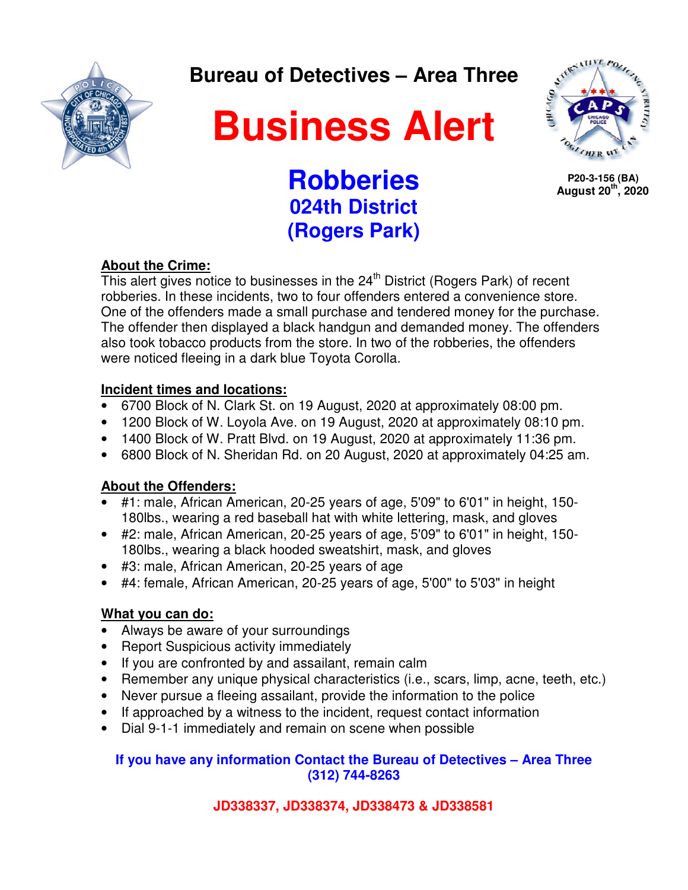# Bureau of Detectives – Area Three

# Business Alert

## Robberies
## 024th District
## (Rogers Park)

**P20-3-156 (BA)**
**August 20th, 2020**

**About the Crime:**

This alert gives notice to businesses in the 24th District (Rogers Park) of recent robberies. In these incidents, two to four offenders entered a convenience store. One of the offenders made a small purchase and tendered money for the purchase. The offender then displayed a black handgun and demanded money. The offenders also took tobacco products from the store. In two of the robberies, the offenders were noticed fleeing in a dark blue Toyota Corolla.

**Incident times and locations:**

- 6700 Block of N. Clark St. on 19 August, 2020 at approximately 08:00 pm.
- 1200 Block of W. Loyola Ave. on 19 August, 2020 at approximately 08:10 pm.
- 1400 Block of W. Pratt Blvd. on 19 August, 2020 at approximately 11:36 pm.
- 6800 Block of N. Sheridan Rd. on 20 August, 2020 at approximately 04:25 am.

**About the Offenders:**

- #1: male, African American, 20-25 years of age, 5'09" to 6'01" in height, 150-180lbs., wearing a red baseball hat with white lettering, mask, and gloves
- #2: male, African American, 20-25 years of age, 5'09" to 6'01" in height, 150-180lbs., wearing a black hooded sweatshirt, mask, and gloves
- #3: male, African American, 20-25 years of age
- #4: female, African American, 20-25 years of age, 5'00" to 5'03" in height

**What you can do:**

- Always be aware of your surroundings
- Report Suspicious activity immediately
- If you are confronted by and assailant, remain calm
- Remember any unique physical characteristics (i.e., scars, limp, acne, teeth, etc.)
- Never pursue a fleeing assailant, provide the information to the police
- If approached by a witness to the incident, request contact information
- Dial 9-1-1 immediately and remain on scene when possible

**If you have any information Contact the Bureau of Detectives – Area Three**
**(312) 744-8263**

**JD338337, JD338374, JD338473 & JD338581**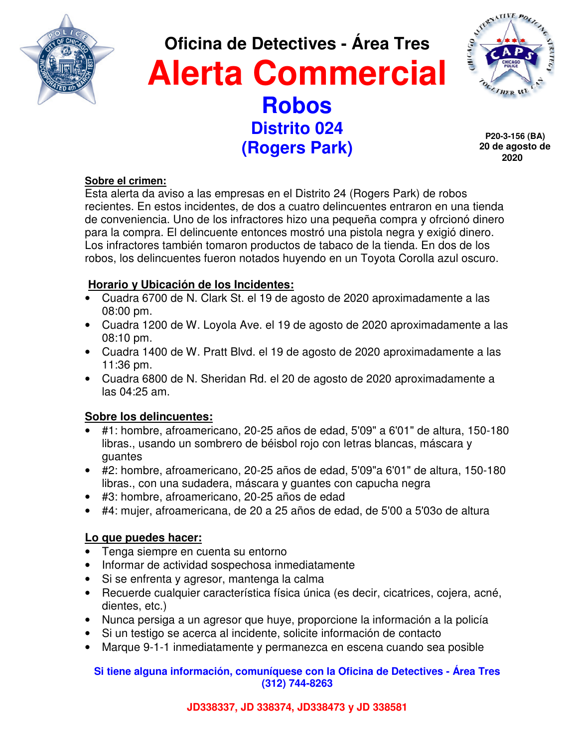# Oficina de Detectives - Área Tres

# Alerta Commercial

## Robos

### Distrito 024
### (Rogers Park)

**P20-3-156 (BA)**
**20 de agosto de 2020**

**Sobre el crimen:**

Esta alerta da aviso a las empresas en el Distrito 24 (Rogers Park) de robos recientes. En estos incidentes, de dos a cuatro delincuentes entraron en una tienda de conveniencia. Uno de los infractores hizo una pequeña compra y ofrcionó dinero para la compra. El delincuente entonces mostró una pistola negra y exigió dinero. Los infractores también tomaron productos de tabaco de la tienda. En dos de los robos, los delincuentes fueron notados huyendo en un Toyota Corolla azul oscuro.

**Horario y Ubicación de los Incidentes:**

- Cuadra 6700 de N. Clark St. el 19 de agosto de 2020 aproximadamente a las 08:00 pm.
- Cuadra 1200 de W. Loyola Ave. el 19 de agosto de 2020 aproximadamente a las 08:10 pm.
- Cuadra 1400 de W. Pratt Blvd. el 19 de agosto de 2020 aproximadamente a las 11:36 pm.
- Cuadra 6800 de N. Sheridan Rd. el 20 de agosto de 2020 aproximadamente a las 04:25 am.

**Sobre los delincuentes:**

- #1: hombre, afroamericano, 20-25 años de edad, 5'09" a 6'01" de altura, 150-180 libras., usando un sombrero de béisbol rojo con letras blancas, máscara y guantes
- #2: hombre, afroamericano, 20-25 años de edad, 5'09"a 6'01" de altura, 150-180 libras., con una sudadera, máscara y guantes con capucha negra
- #3: hombre, afroamericano, 20-25 años de edad
- #4: mujer, afroamericana, de 20 a 25 años de edad, de 5'00 a 5'03o de altura

**Lo que puedes hacer:**

- Tenga siempre en cuenta su entorno
- Informar de actividad sospechosa inmediatamente
- Si se enfrenta y agresor, mantenga la calma
- Recuerde cualquier característica física única (es decir, cicatrices, cojera, acné, dientes, etc.)
- Nunca persiga a un agresor que huye, proporcione la información a la policía
- Si un testigo se acerca al incidente, solicite información de contacto
- Marque 9-1-1 inmediatamente y permanezca en escena cuando sea posible

**Si tiene alguna información, comuníquese con la Oficina de Detectives - Área Tres (312) 744-8263**

**JD338337, JD 338374, JD338473 y JD 338581**